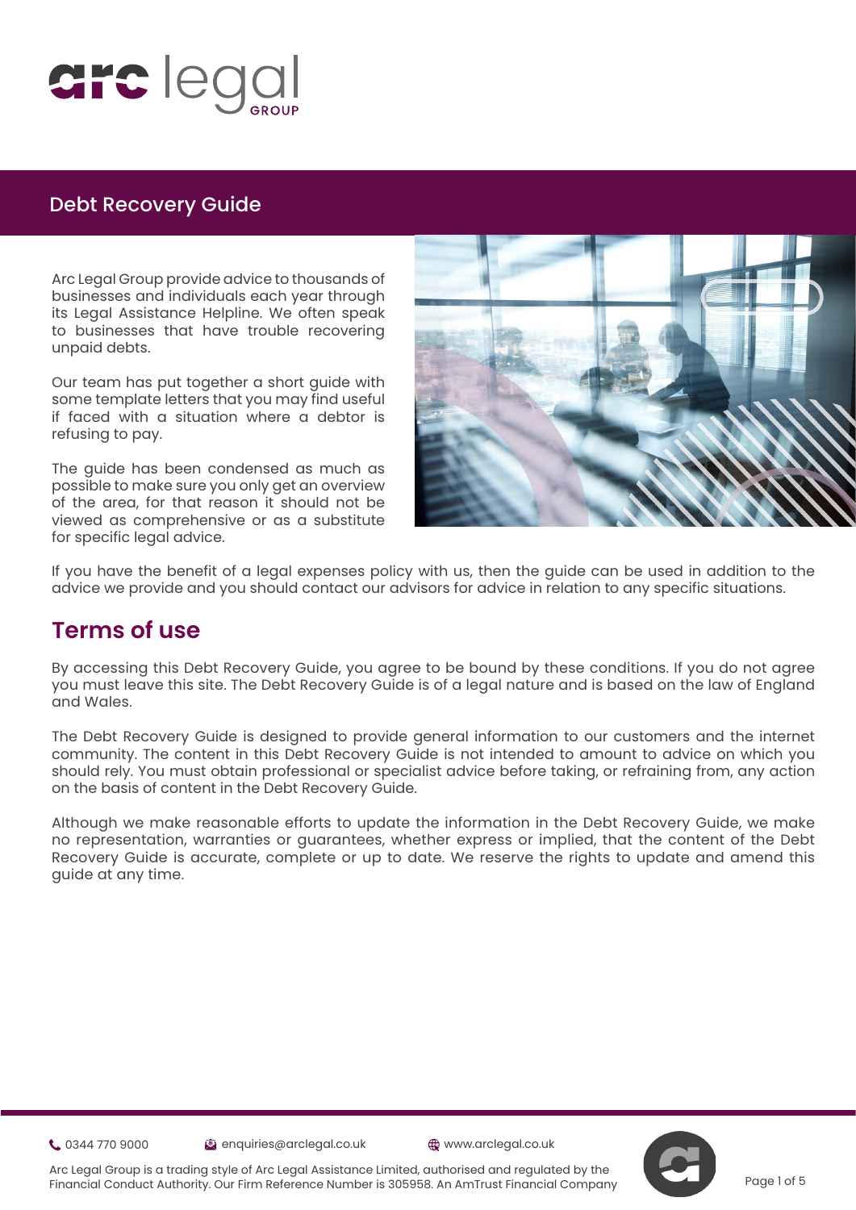# Debt Recovery Guide

Arc Legal Group provide advice to thousands of businesses and individuals each year through its Legal Assistance Helpline. We often speak to businesses that have trouble recovering unpaid debts.

Our team has put together a short guide with some template letters that you may find useful if faced with a situation where a debtor is refusing to pay.

The guide has been condensed as much as possible to make sure you only get an overview of the area, for that reason it should not be viewed as comprehensive or as a substitute for specific legal advice.

If you have the benefit of a legal expenses policy with us, then the guide can be used in addition to the advice we provide and you should contact our advisors for advice in relation to any specific situations.

## Terms of use

By accessing this Debt Recovery Guide, you agree to be bound by these conditions. If you do not agree you must leave this site. The Debt Recovery Guide is of a legal nature and is based on the law of England and Wales.

The Debt Recovery Guide is designed to provide general information to our customers and the internet community. The content in this Debt Recovery Guide is not intended to amount to advice on which you should rely. You must obtain professional or specialist advice before taking, or refraining from, any action on the basis of content in the Debt Recovery Guide.

Although we make reasonable efforts to update the information in the Debt Recovery Guide, we make no representation, warranties or guarantees, whether express or implied, that the content of the Debt Recovery Guide is accurate, complete or up to date. We reserve the rights to update and amend this guide at any time.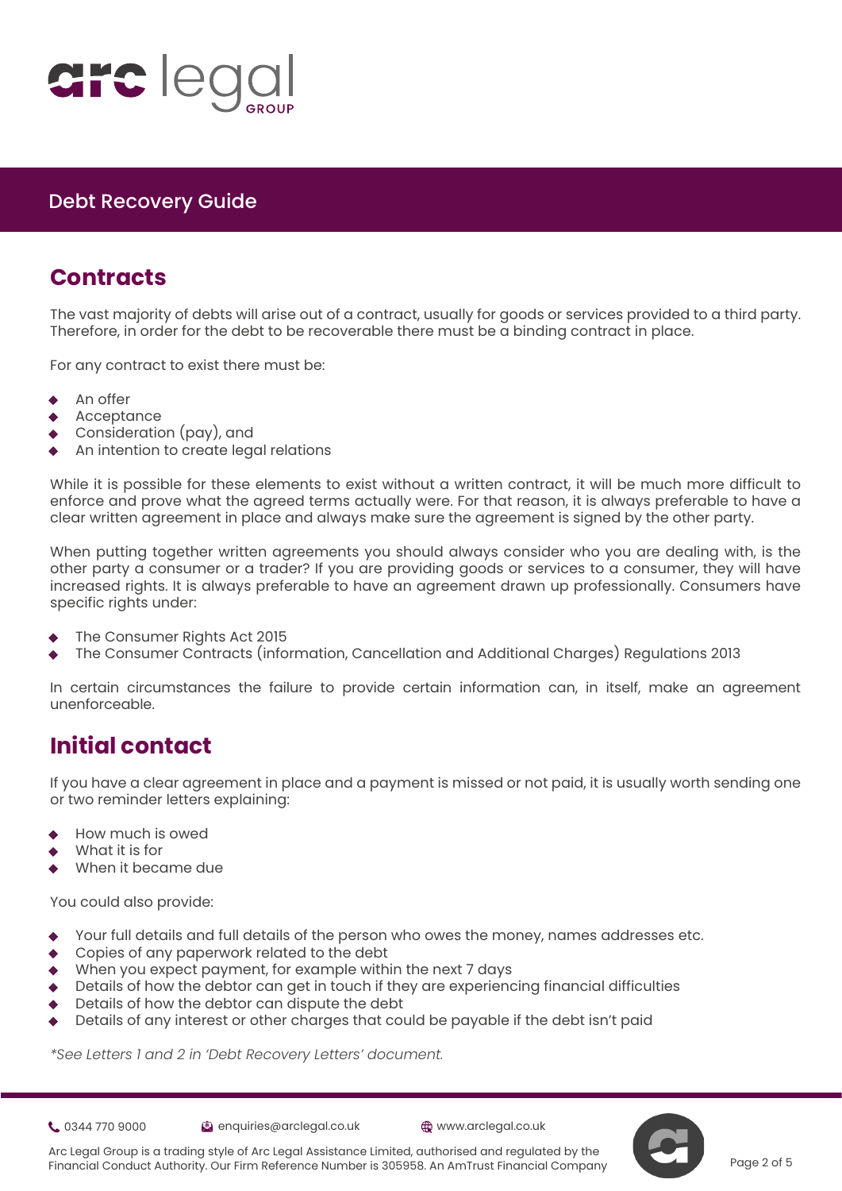# Debt Recovery Guide

## Contracts

The vast majority of debts will arise out of a contract, usually for goods or services provided to a third party. Therefore, in order for the debt to be recoverable there must be a binding contract in place.

For any contract to exist there must be:

- An offer
- Acceptance
- Consideration (pay), and
- An intention to create legal relations

While it is possible for these elements to exist without a written contract, it will be much more difficult to enforce and prove what the agreed terms actually were. For that reason, it is always preferable to have a clear written agreement in place and always make sure the agreement is signed by the other party.

When putting together written agreements you should always consider who you are dealing with, is the other party a consumer or a trader? If you are providing goods or services to a consumer, they will have increased rights. It is always preferable to have an agreement drawn up professionally. Consumers have specific rights under:

- The Consumer Rights Act 2015
- The Consumer Contracts (information, Cancellation and Additional Charges) Regulations 2013

In certain circumstances the failure to provide certain information can, in itself, make an agreement unenforceable.

## Initial contact

If you have a clear agreement in place and a payment is missed or not paid, it is usually worth sending one or two reminder letters explaining:

- How much is owed
- What it is for
- When it became due

You could also provide:

- Your full details and full details of the person who owes the money, names addresses etc.
- Copies of any paperwork related to the debt
- When you expect payment, for example within the next 7 days
- Details of how the debtor can get in touch if they are experiencing financial difficulties
- Details of how the debtor can dispute the debt
- Details of any interest or other charges that could be payable if the debt isn't paid

*\*See Letters 1 and 2 in 'Debt Recovery Letters' document.*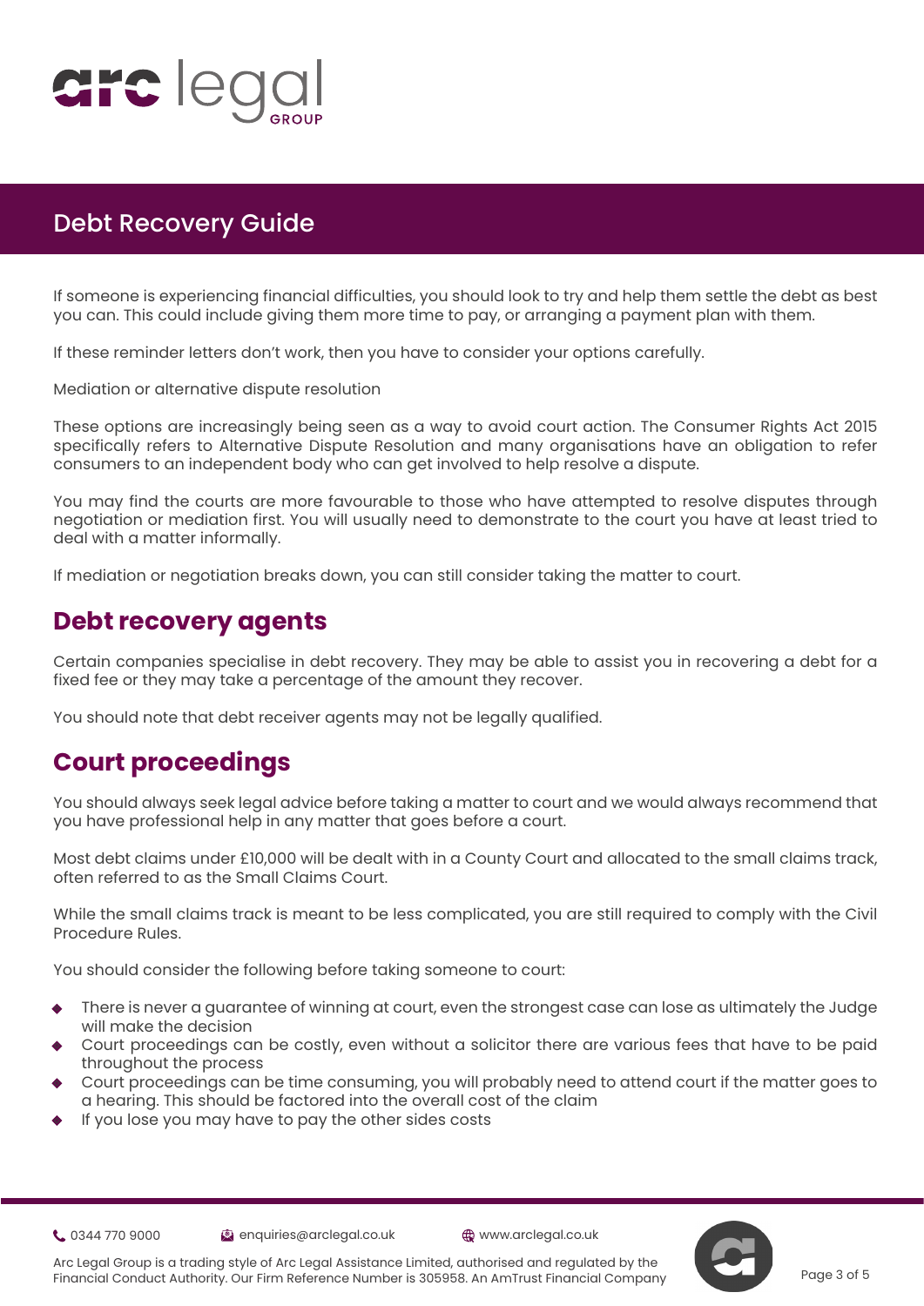## Debt Recovery Guide

If someone is experiencing financial difficulties, you should look to try and help them settle the debt as best you can. This could include giving them more time to pay, or arranging a payment plan with them.

If these reminder letters don't work, then you have to consider your options carefully.

Mediation or alternative dispute resolution

These options are increasingly being seen as a way to avoid court action. The Consumer Rights Act 2015 specifically refers to Alternative Dispute Resolution and many organisations have an obligation to refer consumers to an independent body who can get involved to help resolve a dispute.

You may find the courts are more favourable to those who have attempted to resolve disputes through negotiation or mediation first. You will usually need to demonstrate to the court you have at least tried to deal with a matter informally.

If mediation or negotiation breaks down, you can still consider taking the matter to court.

## Debt recovery agents

Certain companies specialise in debt recovery. They may be able to assist you in recovering a debt for a fixed fee or they may take a percentage of the amount they recover.

You should note that debt receiver agents may not be legally qualified.

## Court proceedings

You should always seek legal advice before taking a matter to court and we would always recommend that you have professional help in any matter that goes before a court.

Most debt claims under £10,000 will be dealt with in a County Court and allocated to the small claims track, often referred to as the Small Claims Court.

While the small claims track is meant to be less complicated, you are still required to comply with the Civil Procedure Rules.

You should consider the following before taking someone to court:

- There is never a guarantee of winning at court, even the strongest case can lose as ultimately the Judge will make the decision
- Court proceedings can be costly, even without a solicitor there are various fees that have to be paid throughout the process
- Court proceedings can be time consuming, you will probably need to attend court if the matter goes to a hearing. This should be factored into the overall cost of the claim
- If you lose you may have to pay the other sides costs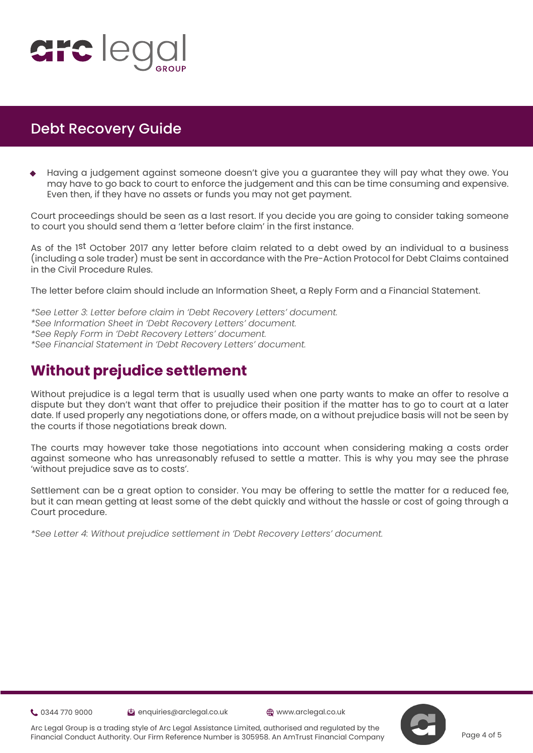- Having a judgement against someone doesn't give you a guarantee they will pay what they owe. You may have to go back to court to enforce the judgement and this can be time consuming and expensive. Even then, if they have no assets or funds you may not get payment.

Court proceedings should be seen as a last resort. If you decide you are going to consider taking someone to court you should send them a 'letter before claim' in the first instance.

As of the 1st October 2017 any letter before claim related to a debt owed by an individual to a business (including a sole trader) must be sent in accordance with the Pre-Action Protocol for Debt Claims contained in the Civil Procedure Rules.

The letter before claim should include an Information Sheet, a Reply Form and a Financial Statement.

*\*See Letter 3: Letter before claim in 'Debt Recovery Letters' document.*
*\*See Information Sheet in 'Debt Recovery Letters' document.*
*\*See Reply Form in 'Debt Recovery Letters' document.*
*\*See Financial Statement in 'Debt Recovery Letters' document.*

## Without prejudice settlement

Without prejudice is a legal term that is usually used when one party wants to make an offer to resolve a dispute but they don't want that offer to prejudice their position if the matter has to go to court at a later date. If used properly any negotiations done, or offers made, on a without prejudice basis will not be seen by the courts if those negotiations break down.

The courts may however take those negotiations into account when considering making a costs order against someone who has unreasonably refused to settle a matter. This is why you may see the phrase 'without prejudice save as to costs'.

Settlement can be a great option to consider. You may be offering to settle the matter for a reduced fee, but it can mean getting at least some of the debt quickly and without the hassle or cost of going through a Court procedure.

*\*See Letter 4: Without prejudice settlement in 'Debt Recovery Letters' document.*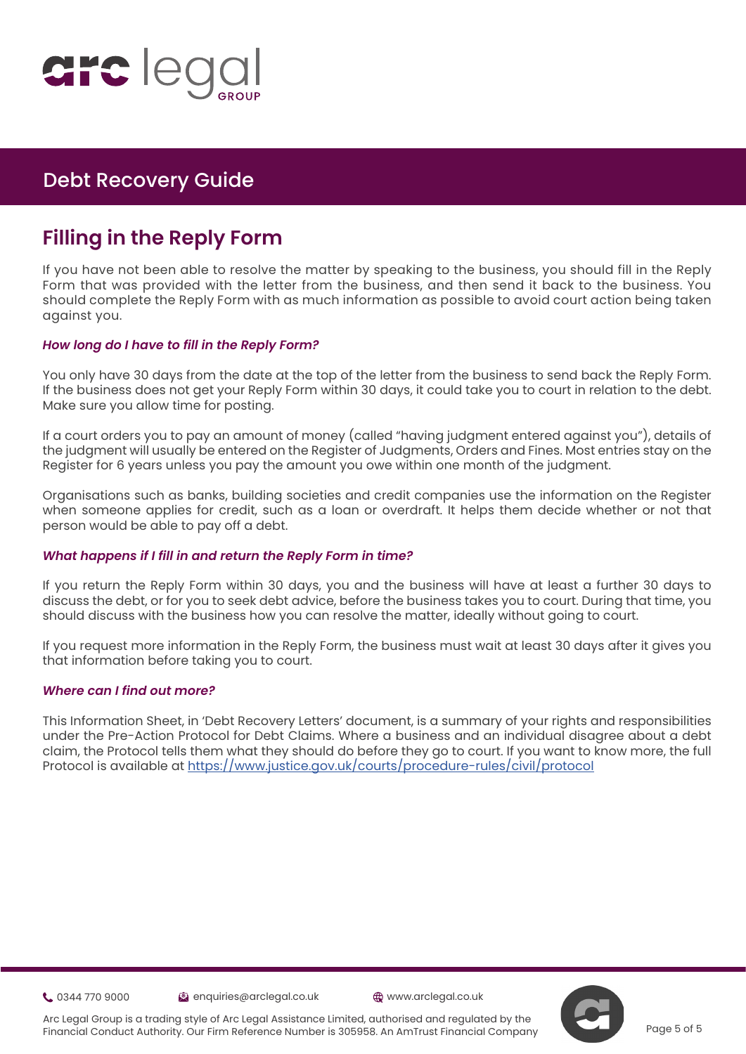## Debt Recovery Guide

## Filling in the Reply Form

If you have not been able to resolve the matter by speaking to the business, you should fill in the Reply Form that was provided with the letter from the business, and then send it back to the business. You should complete the Reply Form with as much information as possible to avoid court action being taken against you.

### *How long do I have to fill in the Reply Form?*

You only have 30 days from the date at the top of the letter from the business to send back the Reply Form. If the business does not get your Reply Form within 30 days, it could take you to court in relation to the debt. Make sure you allow time for posting.

If a court orders you to pay an amount of money (called "having judgment entered against you"), details of the judgment will usually be entered on the Register of Judgments, Orders and Fines. Most entries stay on the Register for 6 years unless you pay the amount you owe within one month of the judgment.

Organisations such as banks, building societies and credit companies use the information on the Register when someone applies for credit, such as a loan or overdraft. It helps them decide whether or not that person would be able to pay off a debt.

### *What happens if I fill in and return the Reply Form in time?*

If you return the Reply Form within 30 days, you and the business will have at least a further 30 days to discuss the debt, or for you to seek debt advice, before the business takes you to court. During that time, you should discuss with the business how you can resolve the matter, ideally without going to court.

If you request more information in the Reply Form, the business must wait at least 30 days after it gives you that information before taking you to court.

### *Where can I find out more?*

This Information Sheet, in 'Debt Recovery Letters' document, is a summary of your rights and responsibilities under the Pre-Action Protocol for Debt Claims. Where a business and an individual disagree about a debt claim, the Protocol tells them what they should do before they go to court. If you want to know more, the full Protocol is available at https://www.justice.gov.uk/courts/procedure-rules/civil/protocol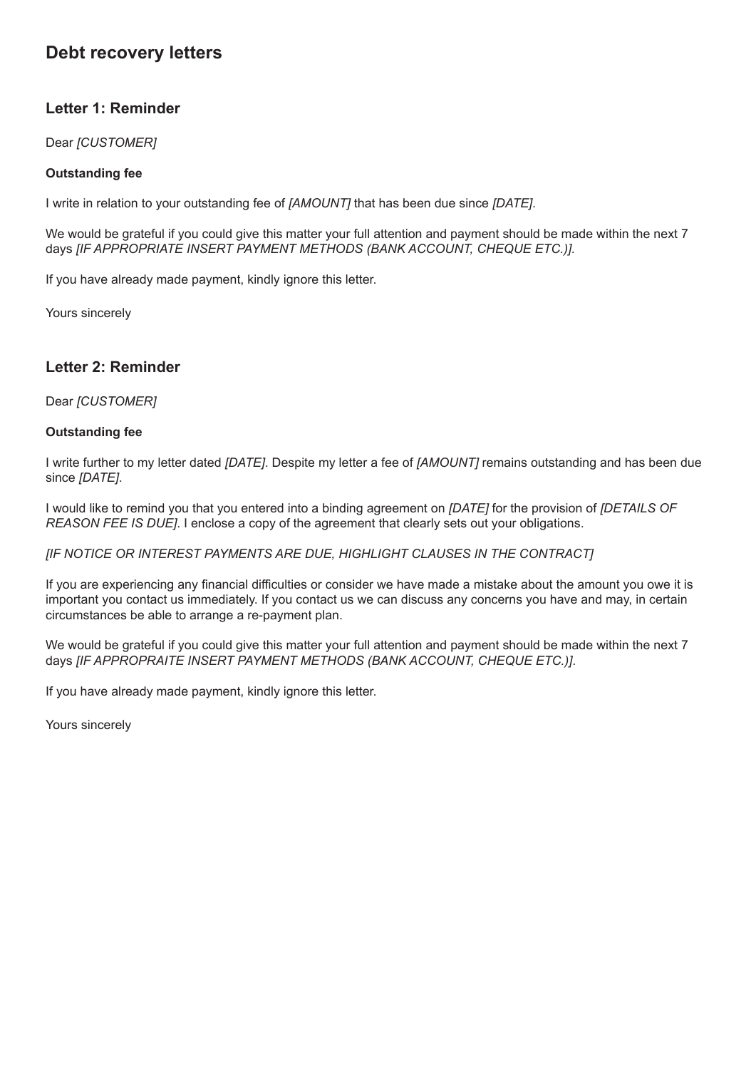# Debt recovery letters

## Letter 1: Reminder

Dear *[CUSTOMER]*

**Outstanding fee**

I write in relation to your outstanding fee of *[AMOUNT]* that has been due since *[DATE]*.

We would be grateful if you could give this matter your full attention and payment should be made within the next 7 days *[IF APPROPRIATE INSERT PAYMENT METHODS (BANK ACCOUNT, CHEQUE ETC.)]*.

If you have already made payment, kindly ignore this letter.

Yours sincerely

## Letter 2: Reminder

Dear *[CUSTOMER]*

**Outstanding fee**

I write further to my letter dated *[DATE]*. Despite my letter a fee of *[AMOUNT]* remains outstanding and has been due since *[DATE]*.

I would like to remind you that you entered into a binding agreement on *[DATE]* for the provision of *[DETAILS OF REASON FEE IS DUE]*. I enclose a copy of the agreement that clearly sets out your obligations.

*[IF NOTICE OR INTEREST PAYMENTS ARE DUE, HIGHLIGHT CLAUSES IN THE CONTRACT]*

If you are experiencing any financial difficulties or consider we have made a mistake about the amount you owe it is important you contact us immediately. If you contact us we can discuss any concerns you have and may, in certain circumstances be able to arrange a re-payment plan.

We would be grateful if you could give this matter your full attention and payment should be made within the next 7 days *[IF APPROPRAITE INSERT PAYMENT METHODS (BANK ACCOUNT, CHEQUE ETC.)]*.

If you have already made payment, kindly ignore this letter.

Yours sincerely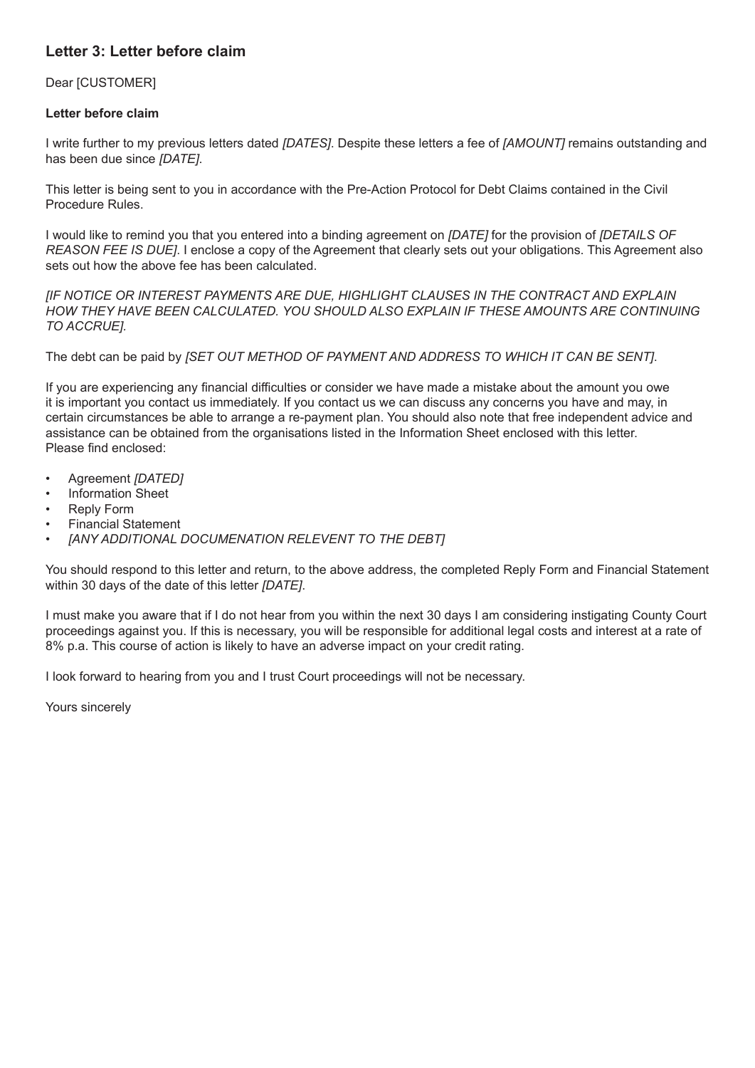## Letter 3: Letter before claim

Dear [CUSTOMER]

**Letter before claim**

I write further to my previous letters dated *[DATES]*. Despite these letters a fee of *[AMOUNT]* remains outstanding and has been due since *[DATE]*.

This letter is being sent to you in accordance with the Pre-Action Protocol for Debt Claims contained in the Civil Procedure Rules.

I would like to remind you that you entered into a binding agreement on *[DATE]* for the provision of *[DETAILS OF REASON FEE IS DUE]*. I enclose a copy of the Agreement that clearly sets out your obligations. This Agreement also sets out how the above fee has been calculated.

*[IF NOTICE OR INTEREST PAYMENTS ARE DUE, HIGHLIGHT CLAUSES IN THE CONTRACT AND EXPLAIN HOW THEY HAVE BEEN CALCULATED. YOU SHOULD ALSO EXPLAIN IF THESE AMOUNTS ARE CONTINUING TO ACCRUE]*.

The debt can be paid by *[SET OUT METHOD OF PAYMENT AND ADDRESS TO WHICH IT CAN BE SENT]*.

If you are experiencing any financial difficulties or consider we have made a mistake about the amount you owe it is important you contact us immediately. If you contact us we can discuss any concerns you have and may, in certain circumstances be able to arrange a re-payment plan. You should also note that free independent advice and assistance can be obtained from the organisations listed in the Information Sheet enclosed with this letter.
Please find enclosed:

- Agreement *[DATED]*
- Information Sheet
- Reply Form
- Financial Statement
- *[ANY ADDITIONAL DOCUMENATION RELEVENT TO THE DEBT]*

You should respond to this letter and return, to the above address, the completed Reply Form and Financial Statement within 30 days of the date of this letter *[DATE]*.

I must make you aware that if I do not hear from you within the next 30 days I am considering instigating County Court proceedings against you. If this is necessary, you will be responsible for additional legal costs and interest at a rate of 8% p.a. This course of action is likely to have an adverse impact on your credit rating.

I look forward to hearing from you and I trust Court proceedings will not be necessary.

Yours sincerely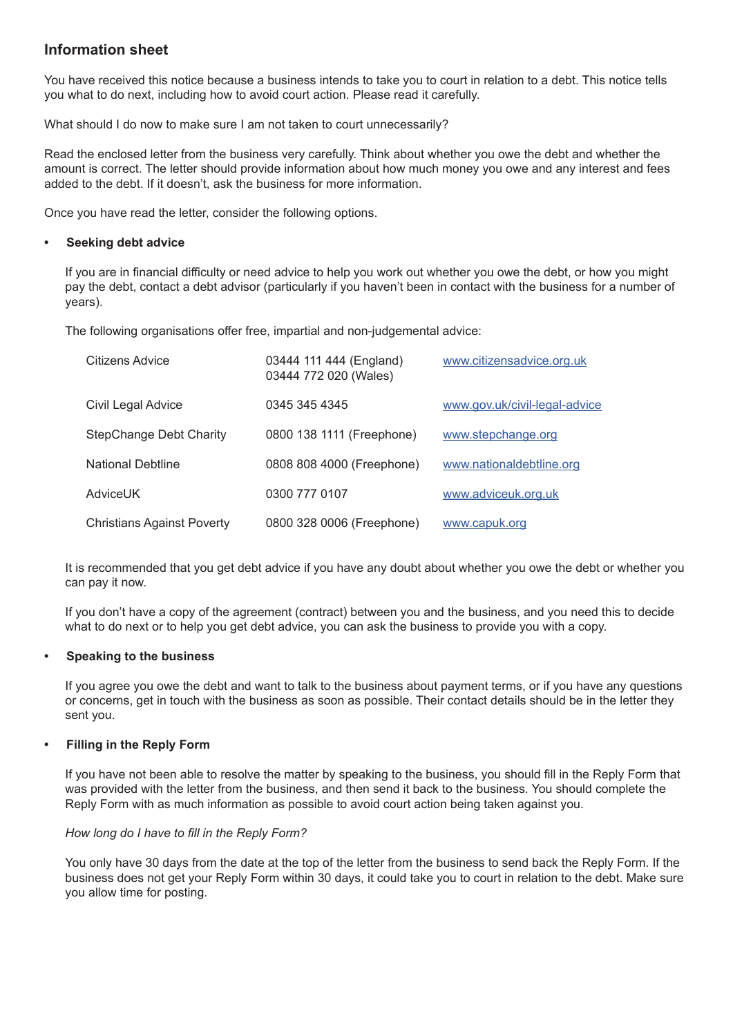## Information sheet

You have received this notice because a business intends to take you to court in relation to a debt. This notice tells you what to do next, including how to avoid court action. Please read it carefully.

What should I do now to make sure I am not taken to court unnecessarily?

Read the enclosed letter from the business very carefully. Think about whether you owe the debt and whether the amount is correct. The letter should provide information about how much money you owe and any interest and fees added to the debt. If it doesn't, ask the business for more information.

Once you have read the letter, consider the following options.

- **Seeking debt advice**

  If you are in financial difficulty or need advice to help you work out whether you owe the debt, or how you might pay the debt, contact a debt advisor (particularly if you haven't been in contact with the business for a number of years).

  The following organisations offer free, impartial and non-judgemental advice:

| | | |
|---|---|---|
| Citizens Advice | 03444 111 444 (England)<br>03444 772 020 (Wales) | www.citizensadvice.org.uk |
| Civil Legal Advice | 0345 345 4345 | www.gov.uk/civil-legal-advice |
| StepChange Debt Charity | 0800 138 1111 (Freephone) | www.stepchange.org |
| National Debtline | 0808 808 4000 (Freephone) | www.nationaldebtline.org |
| AdviceUK | 0300 777 0107 | www.adviceuk.org.uk |
| Christians Against Poverty | 0800 328 0006 (Freephone) | www.capuk.org |

  It is recommended that you get debt advice if you have any doubt about whether you owe the debt or whether you can pay it now.

  If you don't have a copy of the agreement (contract) between you and the business, and you need this to decide what to do next or to help you get debt advice, you can ask the business to provide you with a copy.

- **Speaking to the business**

  If you agree you owe the debt and want to talk to the business about payment terms, or if you have any questions or concerns, get in touch with the business as soon as possible. Their contact details should be in the letter they sent you.

- **Filling in the Reply Form**

  If you have not been able to resolve the matter by speaking to the business, you should fill in the Reply Form that was provided with the letter from the business, and then send it back to the business. You should complete the Reply Form with as much information as possible to avoid court action being taken against you.

  *How long do I have to fill in the Reply Form?*

  You only have 30 days from the date at the top of the letter from the business to send back the Reply Form. If the business does not get your Reply Form within 30 days, it could take you to court in relation to the debt. Make sure you allow time for posting.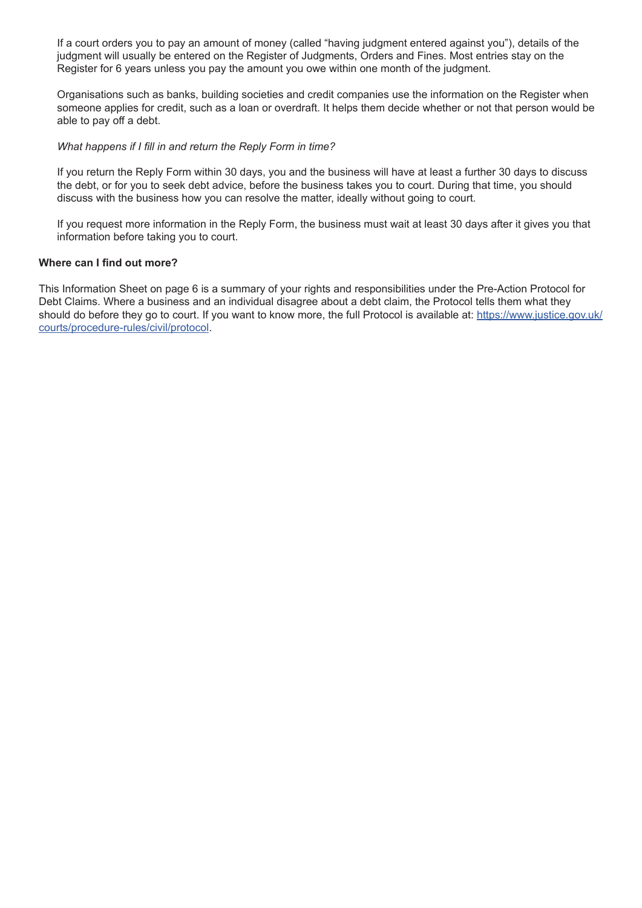If a court orders you to pay an amount of money (called "having judgment entered against you"), details of the judgment will usually be entered on the Register of Judgments, Orders and Fines. Most entries stay on the Register for 6 years unless you pay the amount you owe within one month of the judgment.

Organisations such as banks, building societies and credit companies use the information on the Register when someone applies for credit, such as a loan or overdraft. It helps them decide whether or not that person would be able to pay off a debt.

*What happens if I fill in and return the Reply Form in time?*

If you return the Reply Form within 30 days, you and the business will have at least a further 30 days to discuss the debt, or for you to seek debt advice, before the business takes you to court. During that time, you should discuss with the business how you can resolve the matter, ideally without going to court.

If you request more information in the Reply Form, the business must wait at least 30 days after it gives you that information before taking you to court.

**Where can I find out more?**

This Information Sheet on page 6 is a summary of your rights and responsibilities under the Pre-Action Protocol for Debt Claims. Where a business and an individual disagree about a debt claim, the Protocol tells them what they should do before they go to court. If you want to know more, the full Protocol is available at: [https://www.justice.gov.uk/courts/procedure-rules/civil/protocol](https://www.justice.gov.uk/courts/procedure-rules/civil/protocol).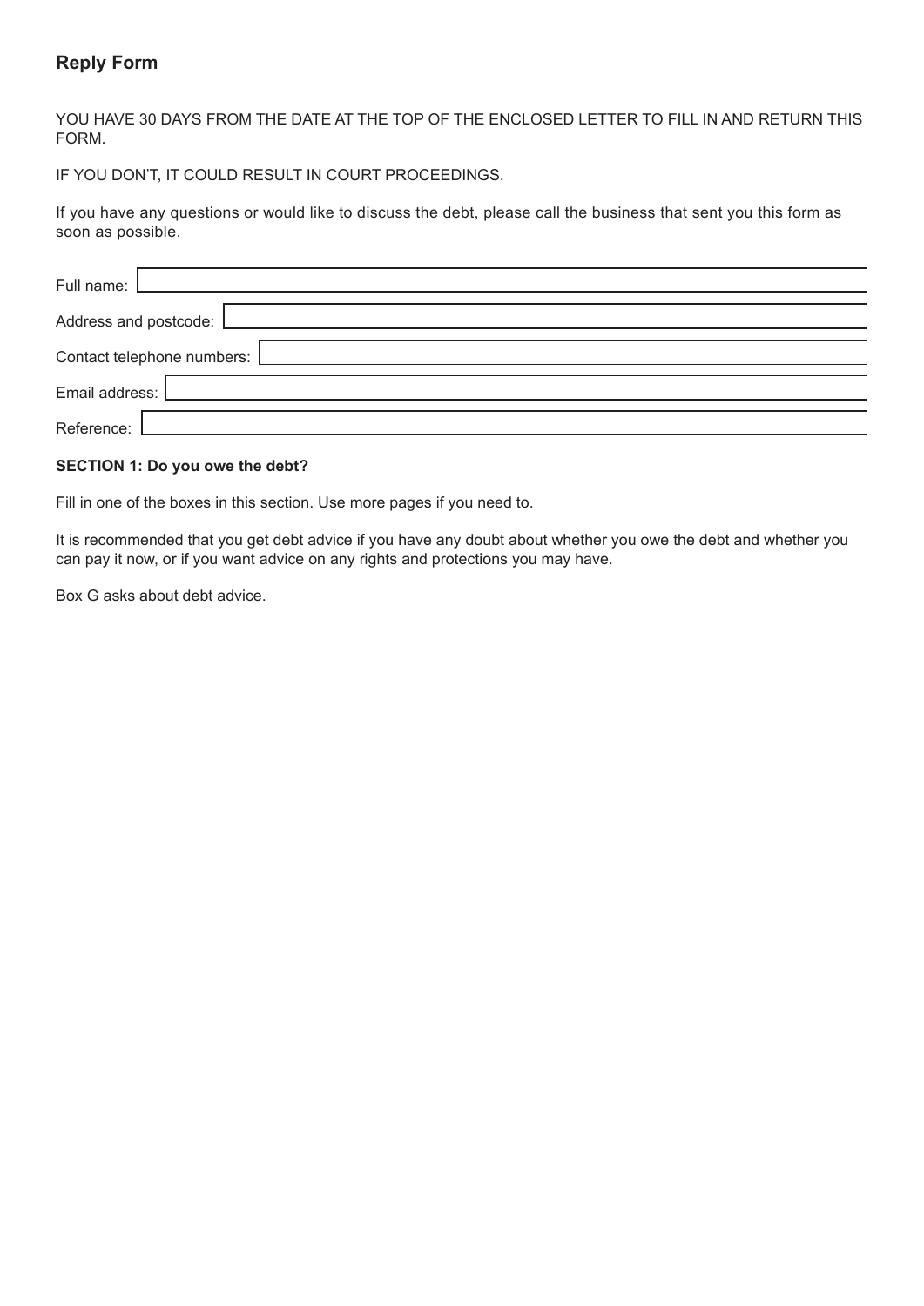## Reply Form

YOU HAVE 30 DAYS FROM THE DATE AT THE TOP OF THE ENCLOSED LETTER TO FILL IN AND RETURN THIS FORM.

IF YOU DON'T, IT COULD RESULT IN COURT PROCEEDINGS.

If you have any questions or would like to discuss the debt, please call the business that sent you this form as soon as possible.

Full name:

Address and postcode:

Contact telephone numbers:

Email address:

Reference:

**SECTION 1: Do you owe the debt?**

Fill in one of the boxes in this section. Use more pages if you need to.

It is recommended that you get debt advice if you have any doubt about whether you owe the debt and whether you can pay it now, or if you want advice on any rights and protections you may have.

Box G asks about debt advice.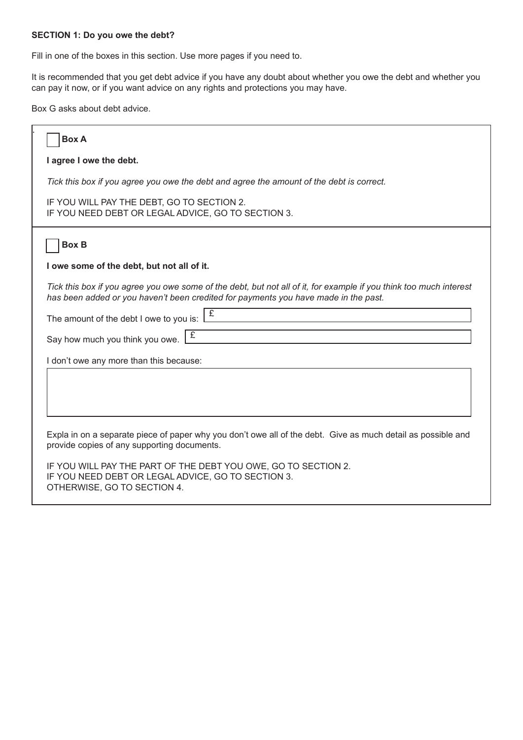**SECTION 1: Do you owe the debt?**

Fill in one of the boxes in this section. Use more pages if you need to.

It is recommended that you get debt advice if you have any doubt about whether you owe the debt and whether you can pay it now, or if you want advice on any rights and protections you may have.

Box G asks about debt advice.

☐ **Box A**

**I agree I owe the debt.**

*Tick this box if you agree you owe the debt and agree the amount of the debt is correct.*

IF YOU WILL PAY THE DEBT, GO TO SECTION 2.
IF YOU NEED DEBT OR LEGAL ADVICE, GO TO SECTION 3.

☐ **Box B**

**I owe some of the debt, but not all of it.**

*Tick this box if you agree you owe some of the debt, but not all of it, for example if you think too much interest has been added or you haven't been credited for payments you have made in the past.*

The amount of the debt I owe to you is: £

Say how much you think you owe. £

I don't owe any more than this because:

Expla in on a separate piece of paper why you don't owe all of the debt. Give as much detail as possible and provide copies of any supporting documents.

IF YOU WILL PAY THE PART OF THE DEBT YOU OWE, GO TO SECTION 2.
IF YOU NEED DEBT OR LEGAL ADVICE, GO TO SECTION 3.
OTHERWISE, GO TO SECTION 4.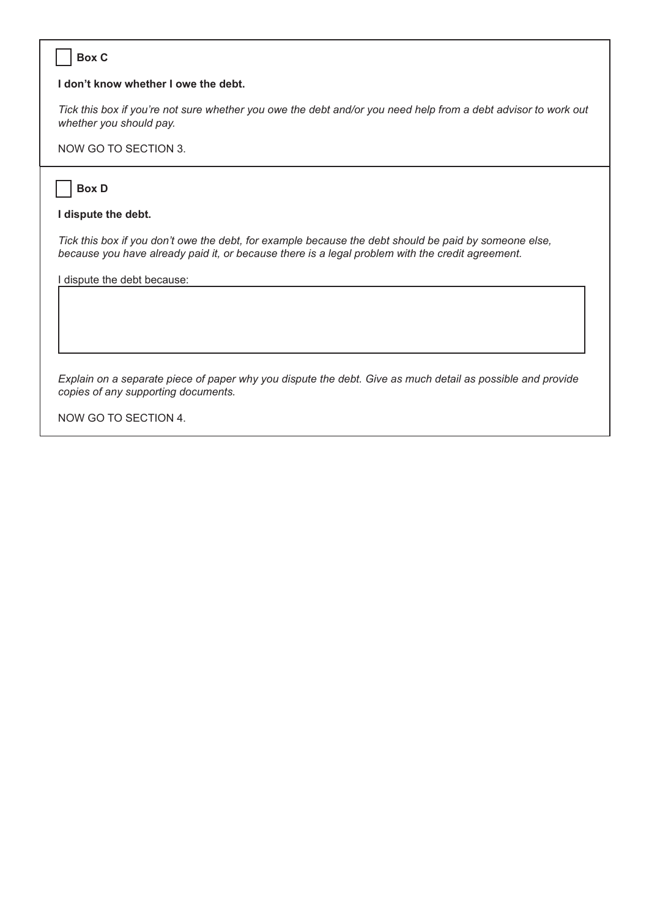☐ **Box C**

**I don't know whether I owe the debt.**

*Tick this box if you're not sure whether you owe the debt and/or you need help from a debt advisor to work out whether you should pay.*

NOW GO TO SECTION 3.

☐ **Box D**

**I dispute the debt.**

*Tick this box if you don't owe the debt, for example because the debt should be paid by someone else, because you have already paid it, or because there is a legal problem with the credit agreement.*

I dispute the debt because:

*Explain on a separate piece of paper why you dispute the debt. Give as much detail as possible and provide copies of any supporting documents.*

NOW GO TO SECTION 4.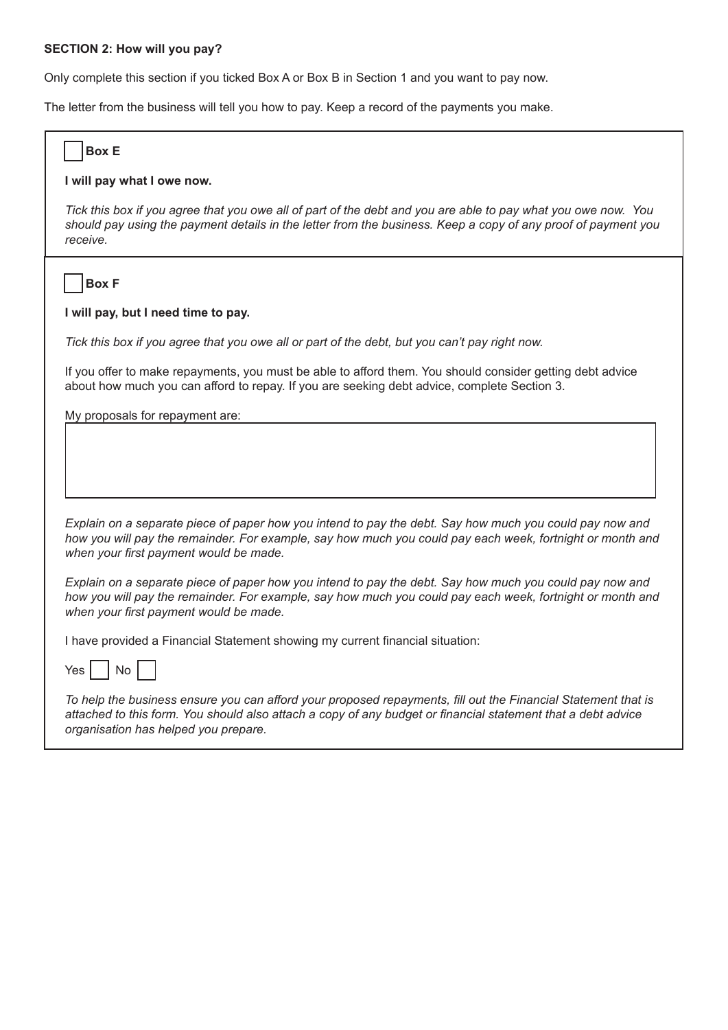**SECTION 2: How will you pay?**

Only complete this section if you ticked Box A or Box B in Section 1 and you want to pay now.

The letter from the business will tell you how to pay. Keep a record of the payments you make.

☐ **Box E**

**I will pay what I owe now.**

*Tick this box if you agree that you owe all of part of the debt and you are able to pay what you owe now. You should pay using the payment details in the letter from the business. Keep a copy of any proof of payment you receive.*

☐ **Box F**

**I will pay, but I need time to pay.**

*Tick this box if you agree that you owe all or part of the debt, but you can't pay right now.*

If you offer to make repayments, you must be able to afford them. You should consider getting debt advice about how much you can afford to repay. If you are seeking debt advice, complete Section 3.

My proposals for repayment are:

*Explain on a separate piece of paper how you intend to pay the debt. Say how much you could pay now and how you will pay the remainder. For example, say how much you could pay each week, fortnight or month and when your first payment would be made.*

*Explain on a separate piece of paper how you intend to pay the debt. Say how much you could pay now and how you will pay the remainder. For example, say how much you could pay each week, fortnight or month and when your first payment would be made.*

I have provided a Financial Statement showing my current financial situation:

Yes ☐ No ☐

*To help the business ensure you can afford your proposed repayments, fill out the Financial Statement that is attached to this form. You should also attach a copy of any budget or financial statement that a debt advice organisation has helped you prepare.*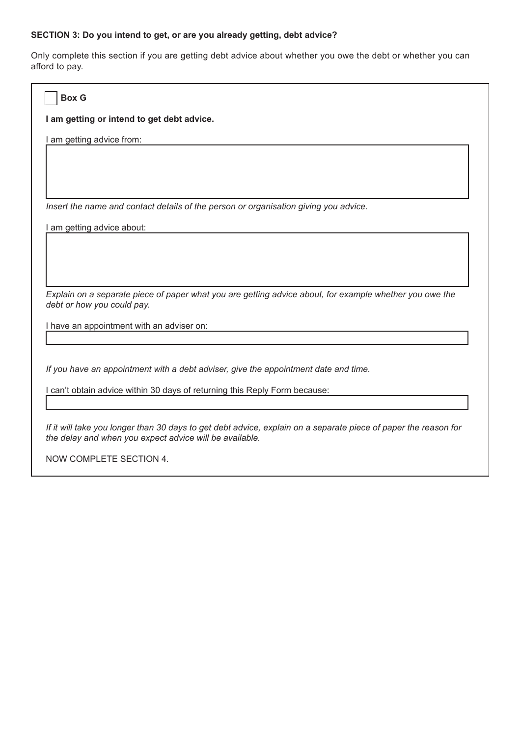**SECTION 3: Do you intend to get, or are you already getting, debt advice?**

Only complete this section if you are getting debt advice about whether you owe the debt or whether you can afford to pay.

☐ **Box G**

**I am getting or intend to get debt advice.**

I am getting advice from:

*Insert the name and contact details of the person or organisation giving you advice.*

I am getting advice about:

*Explain on a separate piece of paper what you are getting advice about, for example whether you owe the debt or how you could pay.*

I have an appointment with an adviser on:

*If you have an appointment with a debt adviser, give the appointment date and time.*

I can't obtain advice within 30 days of returning this Reply Form because:

*If it will take you longer than 30 days to get debt advice, explain on a separate piece of paper the reason for the delay and when you expect advice will be available.*

NOW COMPLETE SECTION 4.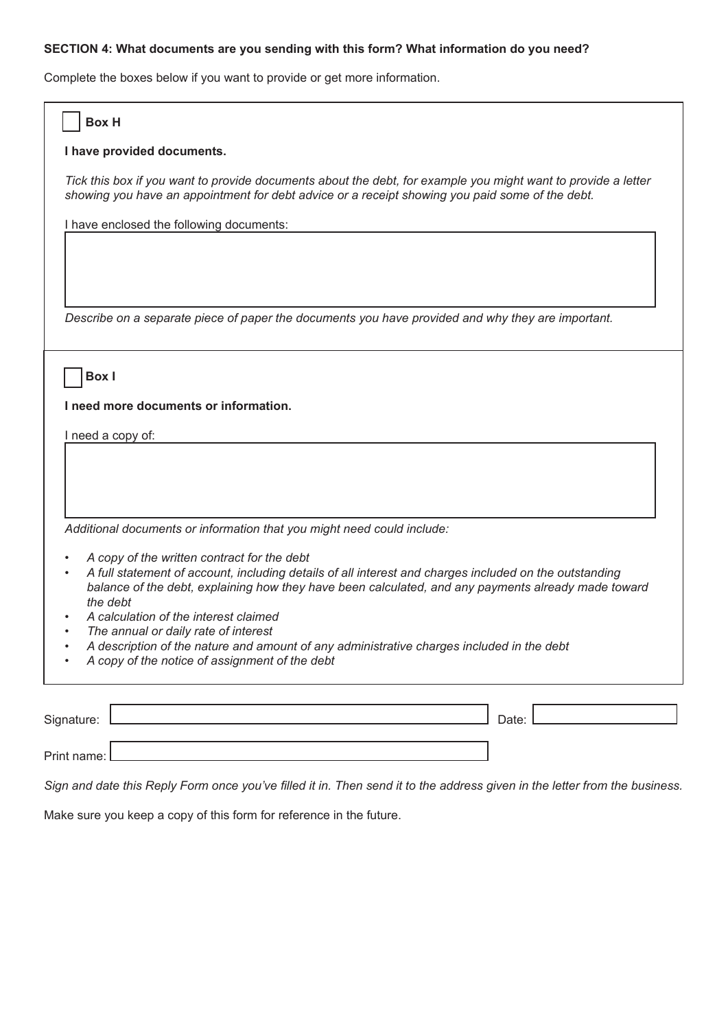**SECTION 4: What documents are you sending with this form? What information do you need?**

Complete the boxes below if you want to provide or get more information.

☐ **Box H**

**I have provided documents.**

*Tick this box if you want to provide documents about the debt, for example you might want to provide a letter showing you have an appointment for debt advice or a receipt showing you paid some of the debt.*

I have enclosed the following documents:

*Describe on a separate piece of paper the documents you have provided and why they are important.*

☐ **Box I**

**I need more documents or information.**

I need a copy of:

*Additional documents or information that you might need could include:*

- *A copy of the written contract for the debt*
- *A full statement of account, including details of all interest and charges included on the outstanding balance of the debt, explaining how they have been calculated, and any payments already made toward the debt*
- *A calculation of the interest claimed*
- *The annual or daily rate of interest*
- *A description of the nature and amount of any administrative charges included in the debt*
- *A copy of the notice of assignment of the debt*

Signature: Date:

Print name:

*Sign and date this Reply Form once you've filled it in. Then send it to the address given in the letter from the business.*

Make sure you keep a copy of this form for reference in the future.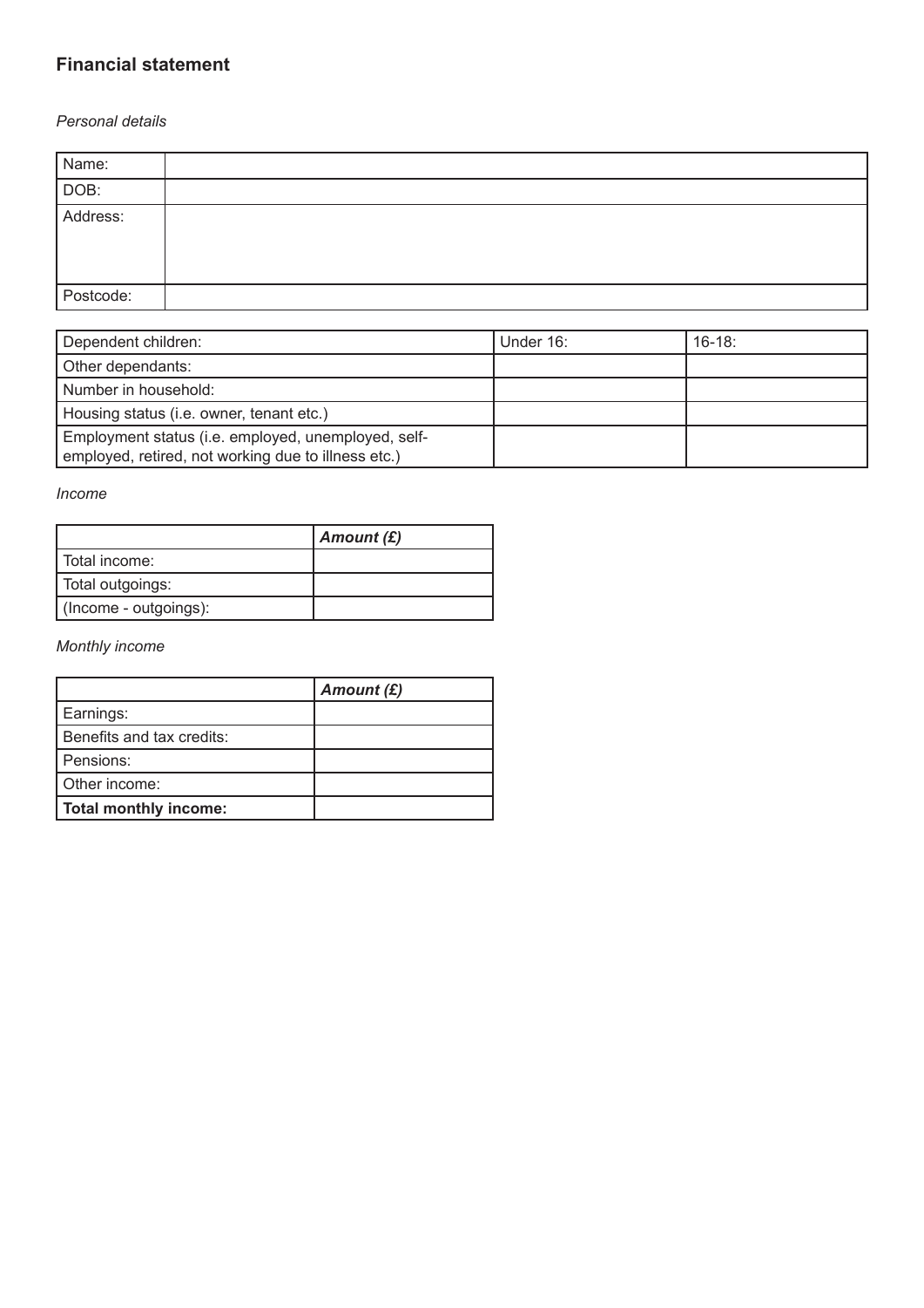## Financial statement

*Personal details*

| Name: | |
|---|---|
| DOB: | |
| Address: | |
| Postcode: | |

| Dependent children: | Under 16: | 16-18: |
|---|---|---|
| Other dependants: | | |
| Number in household: | | |
| Housing status (i.e. owner, tenant etc.) | | |
| Employment status (i.e. employed, unemployed, self-employed, retired, not working due to illness etc.) | | |

*Income*

| | ***Amount (£)*** |
|---|---|
| Total income: | |
| Total outgoings: | |
| (Income - outgoings): | |

*Monthly income*

| | ***Amount (£)*** |
|---|---|
| Earnings: | |
| Benefits and tax credits: | |
| Pensions: | |
| Other income: | |
| **Total monthly income:** | |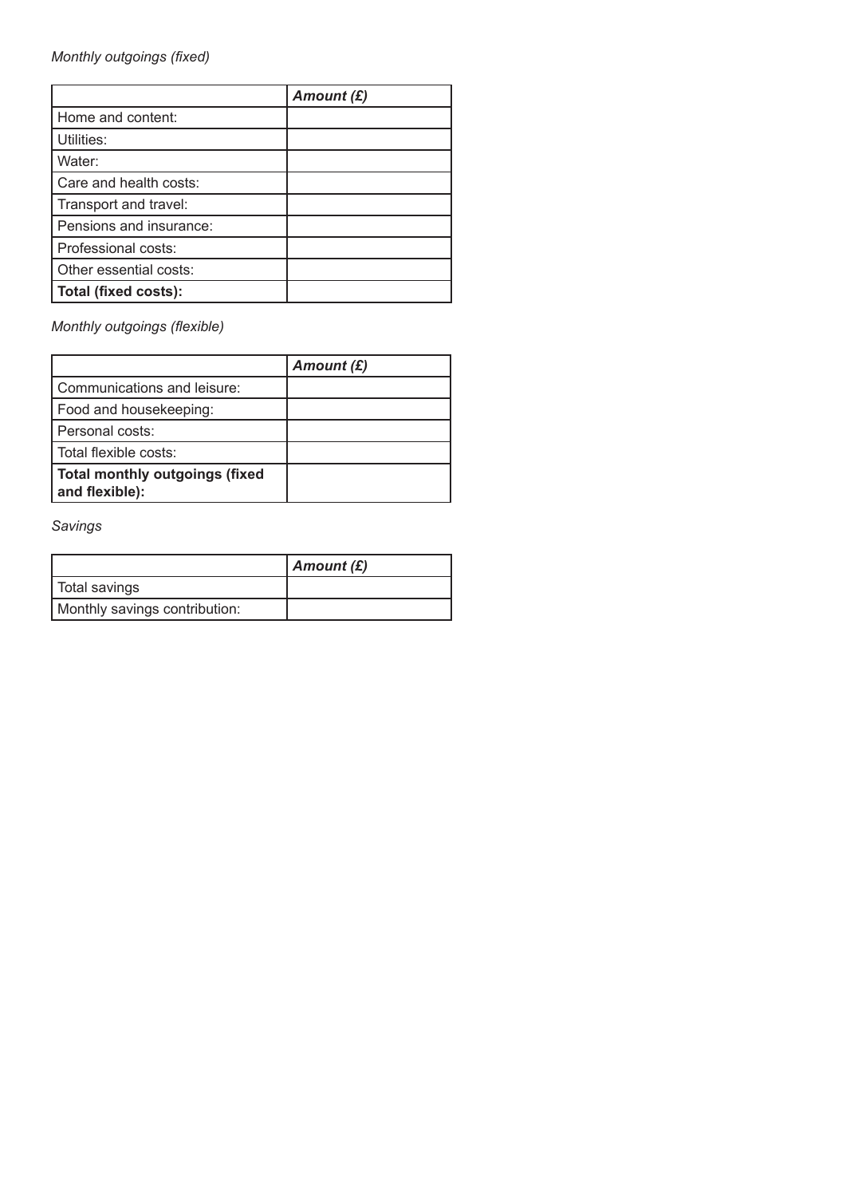*Monthly outgoings (fixed)*

| | ***Amount (£)*** |
|---|---|
| Home and content: | |
| Utilities: | |
| Water: | |
| Care and health costs: | |
| Transport and travel: | |
| Pensions and insurance: | |
| Professional costs: | |
| Other essential costs: | |
| **Total (fixed costs):** | |

*Monthly outgoings (flexible)*

| | ***Amount (£)*** |
|---|---|
| Communications and leisure: | |
| Food and housekeeping: | |
| Personal costs: | |
| Total flexible costs: | |
| **Total monthly outgoings (fixed and flexible):** | |

*Savings*

| | ***Amount (£)*** |
|---|---|
| Total savings | |
| Monthly savings contribution: | |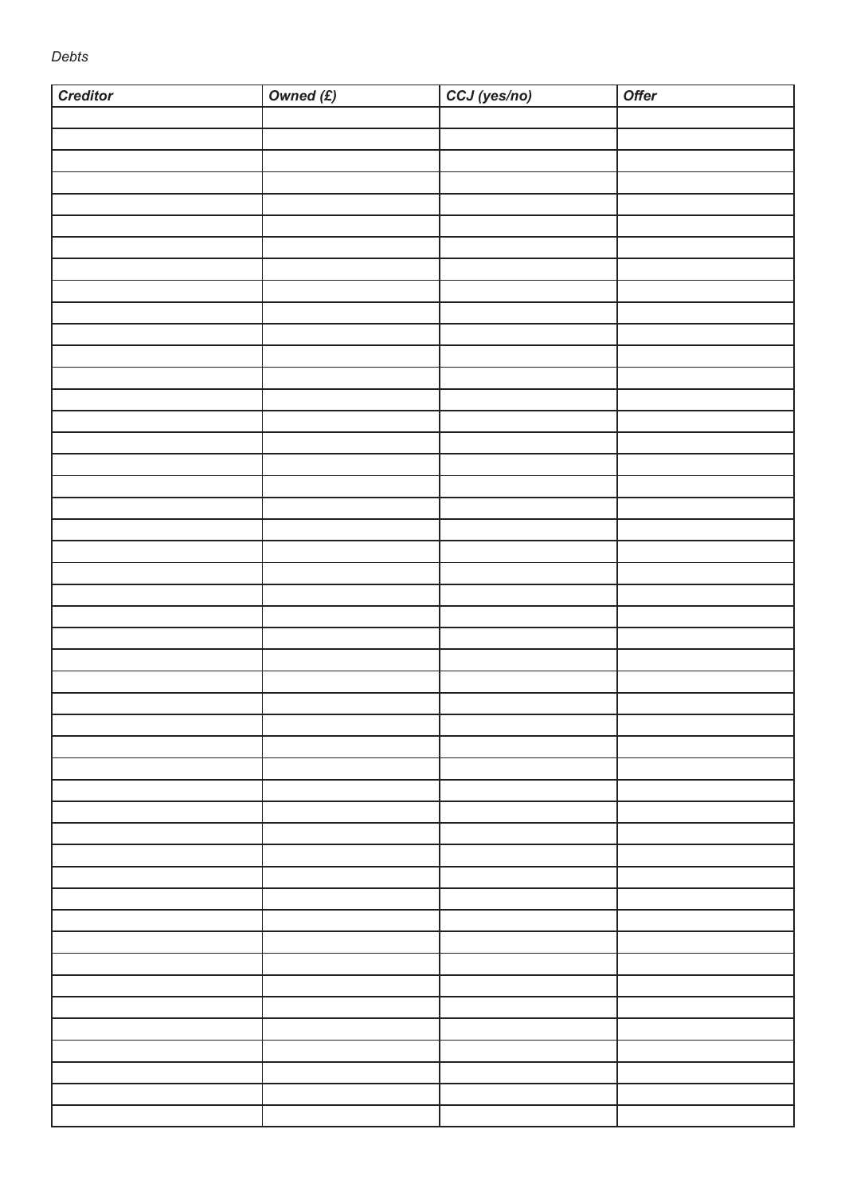*Debts*

| ***Creditor*** | ***Owned (£)*** | ***CCJ (yes/no)*** | ***Offer*** |
|---|---|---|---|
| | | | |
| | | | |
| | | | |
| | | | |
| | | | |
| | | | |
| | | | |
| | | | |
| | | | |
| | | | |
| | | | |
| | | | |
| | | | |
| | | | |
| | | | |
| | | | |
| | | | |
| | | | |
| | | | |
| | | | |
| | | | |
| | | | |
| | | | |
| | | | |
| | | | |
| | | | |
| | | | |
| | | | |
| | | | |
| | | | |
| | | | |
| | | | |
| | | | |
| | | | |
| | | | |
| | | | |
| | | | |
| | | | |
| | | | |
| | | | |
| | | | |
| | | | |
| | | | |
| | | | |
| | | | |
| | | | |
| | | | |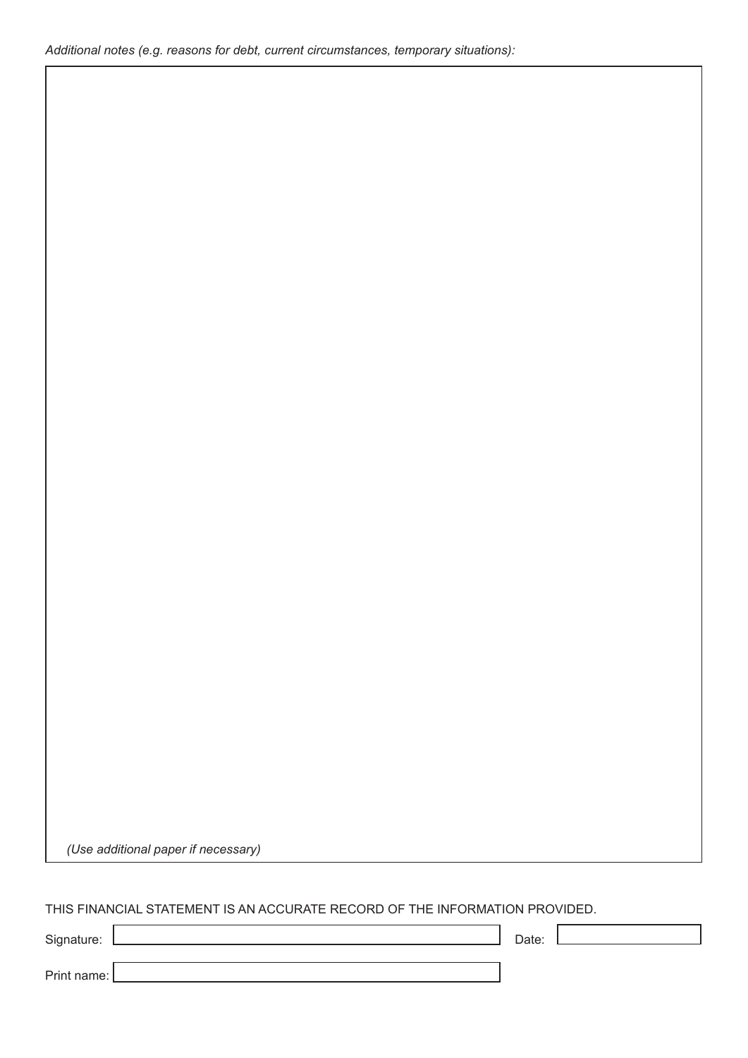*Additional notes (e.g. reasons for debt, current circumstances, temporary situations):*

| |
|---|
| |
| *(Use additional paper if necessary)* |

THIS FINANCIAL STATEMENT IS AN ACCURATE RECORD OF THE INFORMATION PROVIDED.

| | | | |
|---|---|---|---|
| Signature: | | Date: | |
| Print name: | | | |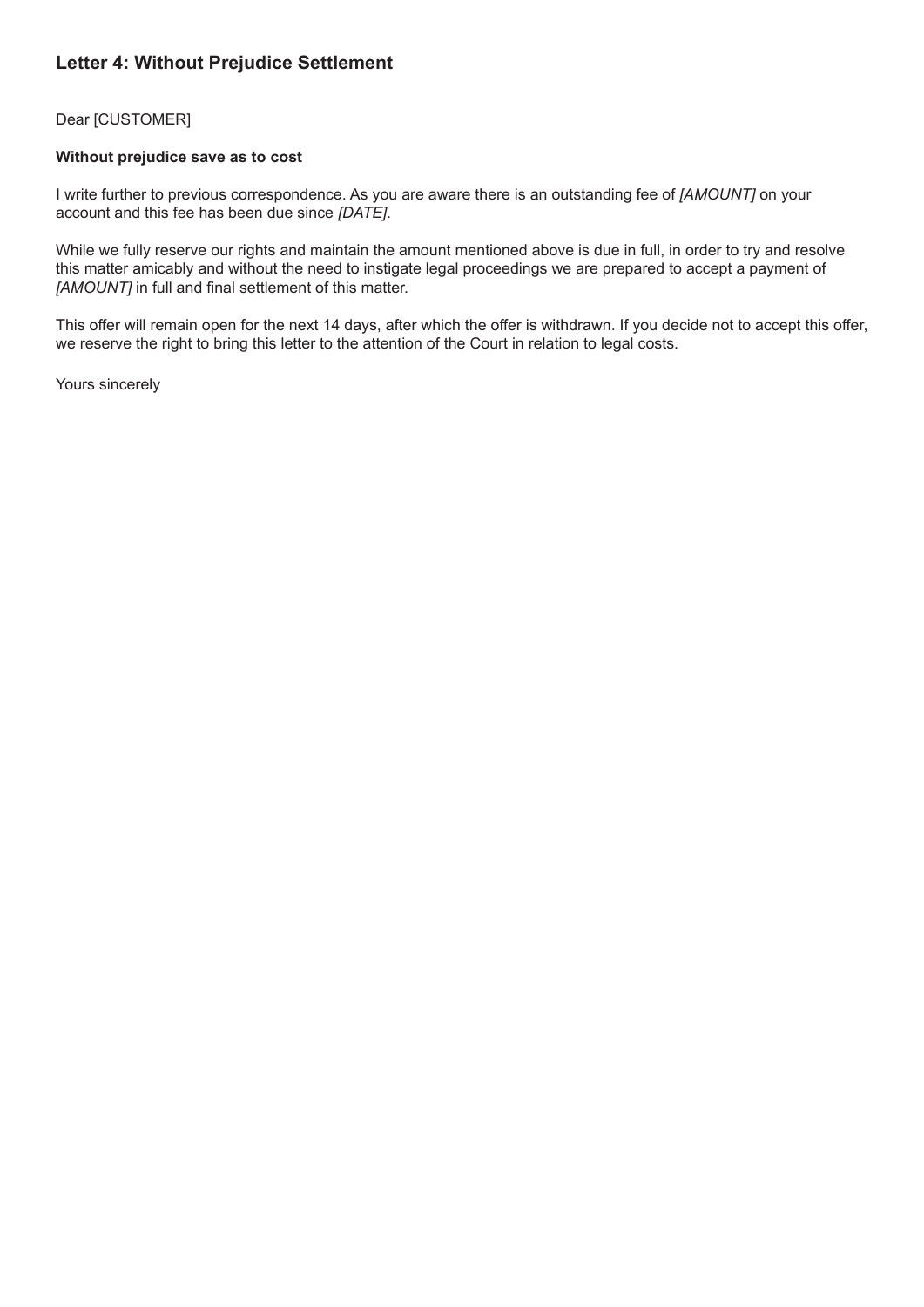## Letter 4: Without Prejudice Settlement

Dear [CUSTOMER]

**Without prejudice save as to cost**

I write further to previous correspondence. As you are aware there is an outstanding fee of *[AMOUNT]* on your account and this fee has been due since *[DATE]*.

While we fully reserve our rights and maintain the amount mentioned above is due in full, in order to try and resolve this matter amicably and without the need to instigate legal proceedings we are prepared to accept a payment of *[AMOUNT]* in full and final settlement of this matter.

This offer will remain open for the next 14 days, after which the offer is withdrawn. If you decide not to accept this offer, we reserve the right to bring this letter to the attention of the Court in relation to legal costs.

Yours sincerely